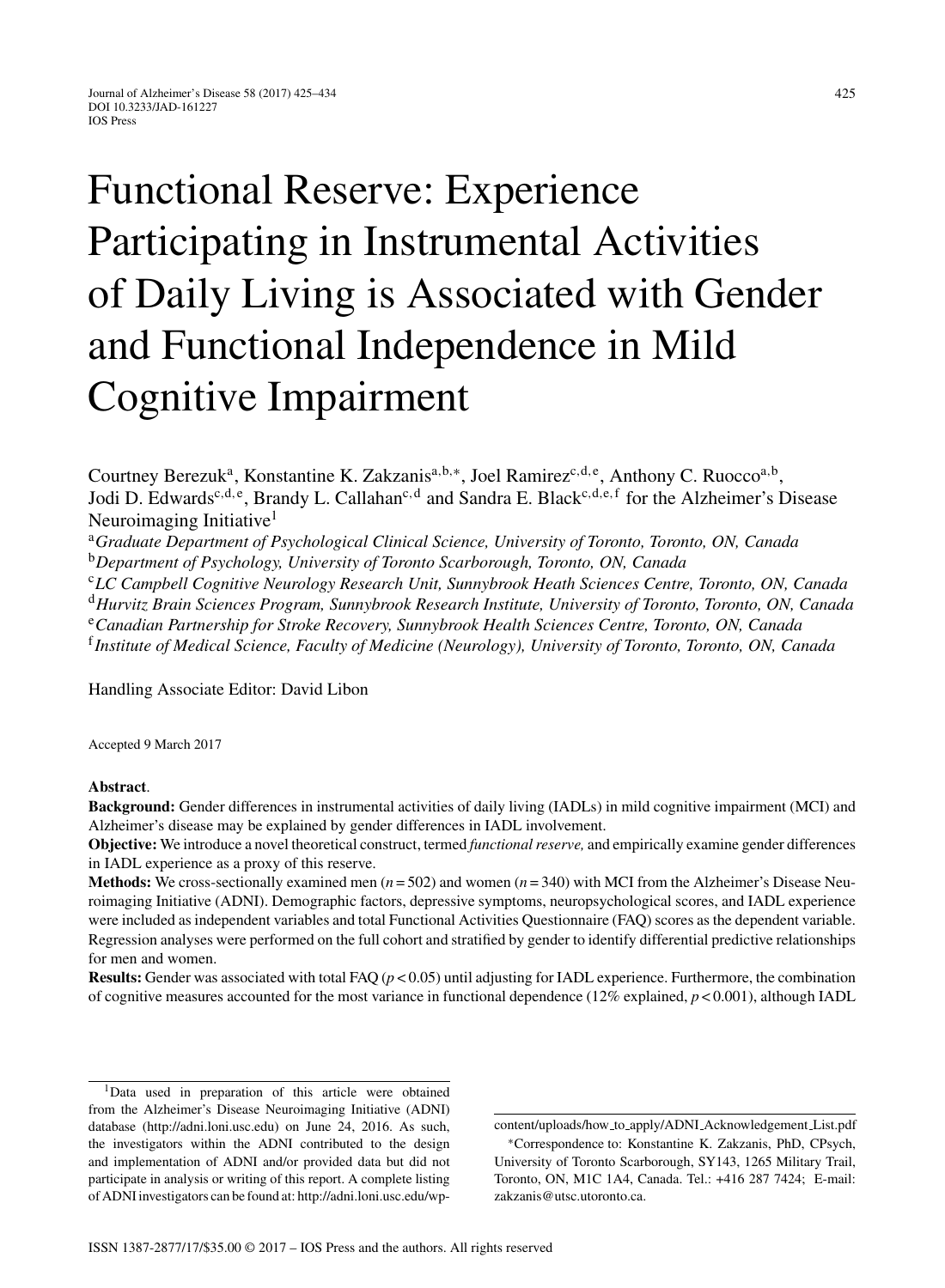# Functional Reserve: Experience Participating in Instrumental Activities of Daily Living is Associated with Gender and Functional Independence in Mild Cognitive Impairment

Courtney Berezuk[a], Konstantine K. Zakzanis[a,b,*], Joel Ramirez[c,d,e], Anthony C. Ruocco[a,b], Jodi D. Edwards[c,d,e], Brandy L. Callahan[c,d] and Sandra E. Black[c,d,e,f] for the Alzheimer's Disease Neuroimaging Initiative[1]

[a]*Graduate Department of Psychological Clinical Science, University of Toronto, Toronto, ON, Canada*
[b]*Department of Psychology, University of Toronto Scarborough, Toronto, ON, Canada*
[c]*LC Campbell Cognitive Neurology Research Unit, Sunnybrook Heath Sciences Centre, Toronto, ON, Canada*
[d]*Hurvitz Brain Sciences Program, Sunnybrook Research Institute, University of Toronto, Toronto, ON, Canada*
[e]*Canadian Partnership for Stroke Recovery, Sunnybrook Health Sciences Centre, Toronto, ON, Canada*
[f]*Institute of Medical Science, Faculty of Medicine (Neurology), University of Toronto, Toronto, ON, Canada*

Handling Associate Editor: David Libon

Accepted 9 March 2017

**Abstract**.

**Background:** Gender differences in instrumental activities of daily living (IADLs) in mild cognitive impairment (MCI) and Alzheimer's disease may be explained by gender differences in IADL involvement.

**Objective:** We introduce a novel theoretical construct, termed *functional reserve,* and empirically examine gender differences in IADL experience as a proxy of this reserve.

**Methods:** We cross-sectionally examined men ($n = 502$) and women ($n = 340$) with MCI from the Alzheimer's Disease Neuroimaging Initiative (ADNI). Demographic factors, depressive symptoms, neuropsychological scores, and IADL experience were included as independent variables and total Functional Activities Questionnaire (FAQ) scores as the dependent variable. Regression analyses were performed on the full cohort and stratified by gender to identify differential predictive relationships for men and women.

**Results:** Gender was associated with total FAQ ($p < 0.05$) until adjusting for IADL experience. Furthermore, the combination of cognitive measures accounted for the most variance in functional dependence (12% explained, $p < 0.001$), although IADL

---

[1]Data used in preparation of this article were obtained from the Alzheimer's Disease Neuroimaging Initiative (ADNI) database (http://adni.loni.usc.edu) on June 24, 2016. As such, the investigators within the ADNI contributed to the design and implementation of ADNI and/or provided data but did not participate in analysis or writing of this report. A complete listing of ADNI investigators can be found at: http://adni.loni.usc.edu/wp-content/uploads/how_to_apply/ADNI_Acknowledgement_List.pdf

*Correspondence to: Konstantine K. Zakzanis, PhD, CPsych, University of Toronto Scarborough, SY143, 1265 Military Trail, Toronto, ON, M1C 1A4, Canada. Tel.: +416 287 7424; E-mail: zakzanis@utsc.utoronto.ca.

ISSN 1387-2877/17/$35.00 © 2017 – IOS Press and the authors. All rights reserved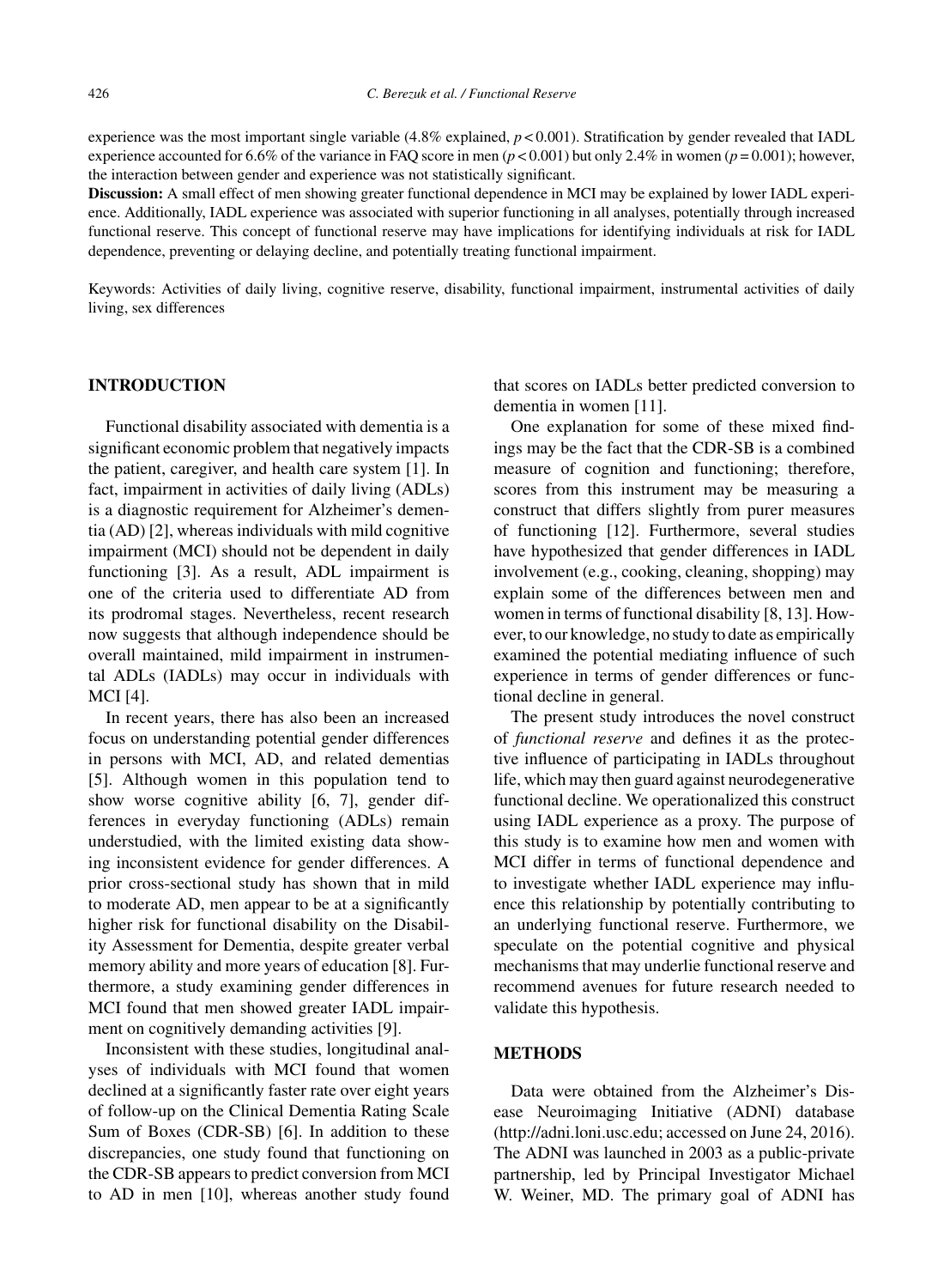experience was the most important single variable (4.8% explained, $p < 0.001$). Stratification by gender revealed that IADL experience accounted for 6.6% of the variance in FAQ score in men ($p < 0.001$) but only 2.4% in women ($p = 0.001$); however, the interaction between gender and experience was not statistically significant.

**Discussion:** A small effect of men showing greater functional dependence in MCI may be explained by lower IADL experience. Additionally, IADL experience was associated with superior functioning in all analyses, potentially through increased functional reserve. This concept of functional reserve may have implications for identifying individuals at risk for IADL dependence, preventing or delaying decline, and potentially treating functional impairment.

Keywords: Activities of daily living, cognitive reserve, disability, functional impairment, instrumental activities of daily living, sex differences

## INTRODUCTION

Functional disability associated with dementia is a significant economic problem that negatively impacts the patient, caregiver, and health care system [1]. In fact, impairment in activities of daily living (ADLs) is a diagnostic requirement for Alzheimer's dementia (AD) [2], whereas individuals with mild cognitive impairment (MCI) should not be dependent in daily functioning [3]. As a result, ADL impairment is one of the criteria used to differentiate AD from its prodromal stages. Nevertheless, recent research now suggests that although independence should be overall maintained, mild impairment in instrumental ADLs (IADLs) may occur in individuals with MCI [4].

In recent years, there has also been an increased focus on understanding potential gender differences in persons with MCI, AD, and related dementias [5]. Although women in this population tend to show worse cognitive ability [6, 7], gender differences in everyday functioning (ADLs) remain understudied, with the limited existing data showing inconsistent evidence for gender differences. A prior cross-sectional study has shown that in mild to moderate AD, men appear to be at a significantly higher risk for functional disability on the Disability Assessment for Dementia, despite greater verbal memory ability and more years of education [8]. Furthermore, a study examining gender differences in MCI found that men showed greater IADL impairment on cognitively demanding activities [9].

Inconsistent with these studies, longitudinal analyses of individuals with MCI found that women declined at a significantly faster rate over eight years of follow-up on the Clinical Dementia Rating Scale Sum of Boxes (CDR-SB) [6]. In addition to these discrepancies, one study found that functioning on the CDR-SB appears to predict conversion from MCI to AD in men [10], whereas another study found that scores on IADLs better predicted conversion to dementia in women [11].

One explanation for some of these mixed findings may be the fact that the CDR-SB is a combined measure of cognition and functioning; therefore, scores from this instrument may be measuring a construct that differs slightly from purer measures of functioning [12]. Furthermore, several studies have hypothesized that gender differences in IADL involvement (e.g., cooking, cleaning, shopping) may explain some of the differences between men and women in terms of functional disability [8, 13]. However, to our knowledge, no study to date as empirically examined the potential mediating influence of such experience in terms of gender differences or functional decline in general.

The present study introduces the novel construct of *functional reserve* and defines it as the protective influence of participating in IADLs throughout life, which may then guard against neurodegenerative functional decline. We operationalized this construct using IADL experience as a proxy. The purpose of this study is to examine how men and women with MCI differ in terms of functional dependence and to investigate whether IADL experience may influence this relationship by potentially contributing to an underlying functional reserve. Furthermore, we speculate on the potential cognitive and physical mechanisms that may underlie functional reserve and recommend avenues for future research needed to validate this hypothesis.

## METHODS

Data were obtained from the Alzheimer's Disease Neuroimaging Initiative (ADNI) database (http://adni.loni.usc.edu; accessed on June 24, 2016). The ADNI was launched in 2003 as a public-private partnership, led by Principal Investigator Michael W. Weiner, MD. The primary goal of ADNI has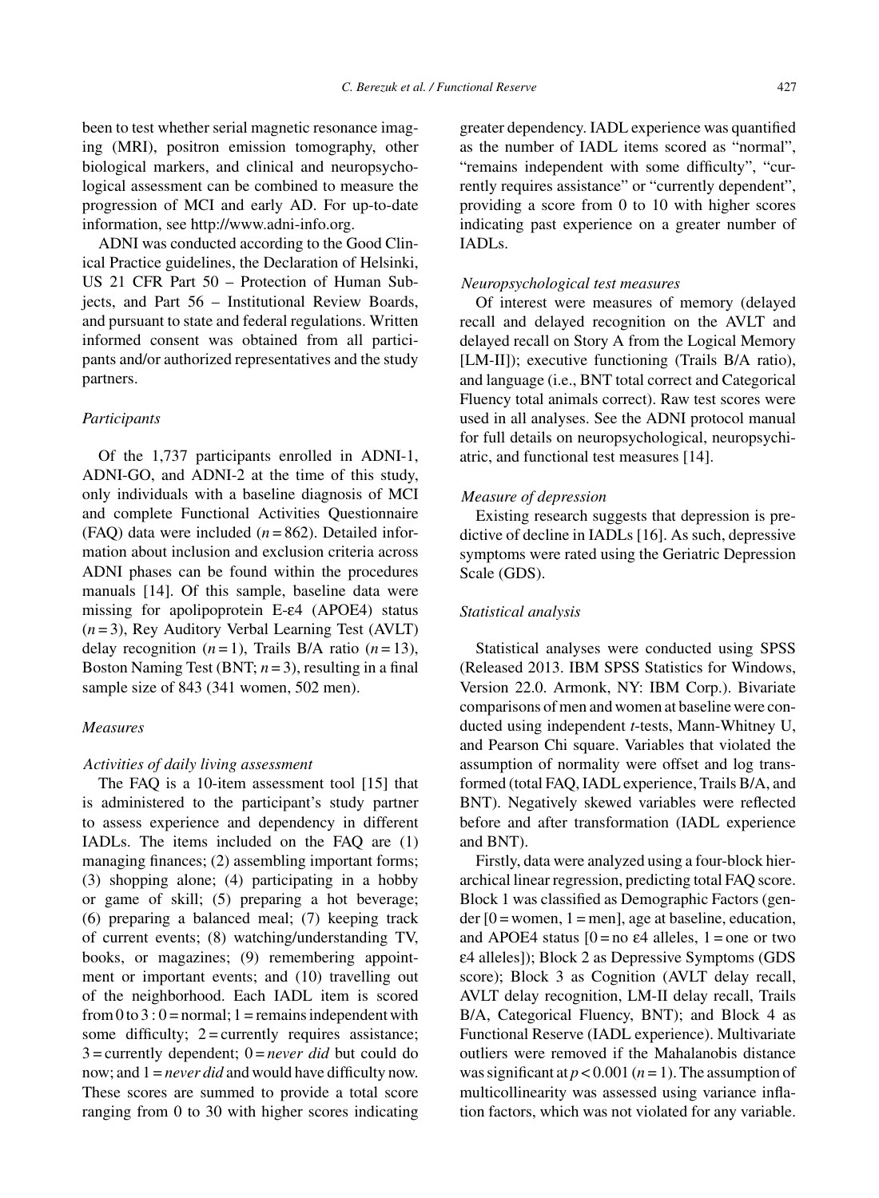been to test whether serial magnetic resonance imaging (MRI), positron emission tomography, other biological markers, and clinical and neuropsychological assessment can be combined to measure the progression of MCI and early AD. For up-to-date information, see http://www.adni-info.org.

ADNI was conducted according to the Good Clinical Practice guidelines, the Declaration of Helsinki, US 21 CFR Part 50 – Protection of Human Subjects, and Part 56 – Institutional Review Boards, and pursuant to state and federal regulations. Written informed consent was obtained from all participants and/or authorized representatives and the study partners.

### *Participants*

Of the 1,737 participants enrolled in ADNI-1, ADNI-GO, and ADNI-2 at the time of this study, only individuals with a baseline diagnosis of MCI and complete Functional Activities Questionnaire (FAQ) data were included ($n = 862$). Detailed information about inclusion and exclusion criteria across ADNI phases can be found within the procedures manuals [14]. Of this sample, baseline data were missing for apolipoprotein E-ε4 (APOE4) status ($n = 3$), Rey Auditory Verbal Learning Test (AVLT) delay recognition ($n = 1$), Trails B/A ratio ($n = 13$), Boston Naming Test (BNT; $n = 3$), resulting in a final sample size of 843 (341 women, 502 men).

### *Measures*

#### *Activities of daily living assessment*

The FAQ is a 10-item assessment tool [15] that is administered to the participant's study partner to assess experience and dependency in different IADLs. The items included on the FAQ are (1) managing finances; (2) assembling important forms; (3) shopping alone; (4) participating in a hobby or game of skill; (5) preparing a hot beverage; (6) preparing a balanced meal; (7) keeping track of current events; (8) watching/understanding TV, books, or magazines; (9) remembering appointment or important events; and (10) travelling out of the neighborhood. Each IADL item is scored from 0 to 3 : 0 = normal; 1 = remains independent with some difficulty; 2 = currently requires assistance; 3 = currently dependent; 0 = *never did* but could do now; and 1 = *never did* and would have difficulty now. These scores are summed to provide a total score ranging from 0 to 30 with higher scores indicating greater dependency. IADL experience was quantified as the number of IADL items scored as "normal", "remains independent with some difficulty", "currently requires assistance" or "currently dependent", providing a score from 0 to 10 with higher scores indicating past experience on a greater number of IADLs.

#### *Neuropsychological test measures*

Of interest were measures of memory (delayed recall and delayed recognition on the AVLT and delayed recall on Story A from the Logical Memory [LM-II]); executive functioning (Trails B/A ratio), and language (i.e., BNT total correct and Categorical Fluency total animals correct). Raw test scores were used in all analyses. See the ADNI protocol manual for full details on neuropsychological, neuropsychiatric, and functional test measures [14].

#### *Measure of depression*

Existing research suggests that depression is predictive of decline in IADLs [16]. As such, depressive symptoms were rated using the Geriatric Depression Scale (GDS).

#### *Statistical analysis*

Statistical analyses were conducted using SPSS (Released 2013. IBM SPSS Statistics for Windows, Version 22.0. Armonk, NY: IBM Corp.). Bivariate comparisons of men and women at baseline were conducted using independent *t*-tests, Mann-Whitney U, and Pearson Chi square. Variables that violated the assumption of normality were offset and log transformed (total FAQ, IADL experience, Trails B/A, and BNT). Negatively skewed variables were reflected before and after transformation (IADL experience and BNT).

Firstly, data were analyzed using a four-block hierarchical linear regression, predicting total FAQ score. Block 1 was classified as Demographic Factors (gender [0 = women, 1 = men], age at baseline, education, and APOE4 status [0 = no ε4 alleles, 1 = one or two ε4 alleles]); Block 2 as Depressive Symptoms (GDS score); Block 3 as Cognition (AVLT delay recall, AVLT delay recognition, LM-II delay recall, Trails B/A, Categorical Fluency, BNT); and Block 4 as Functional Reserve (IADL experience). Multivariate outliers were removed if the Mahalanobis distance was significant at $p < 0.001$ ($n = 1$). The assumption of multicollinearity was assessed using variance inflation factors, which was not violated for any variable.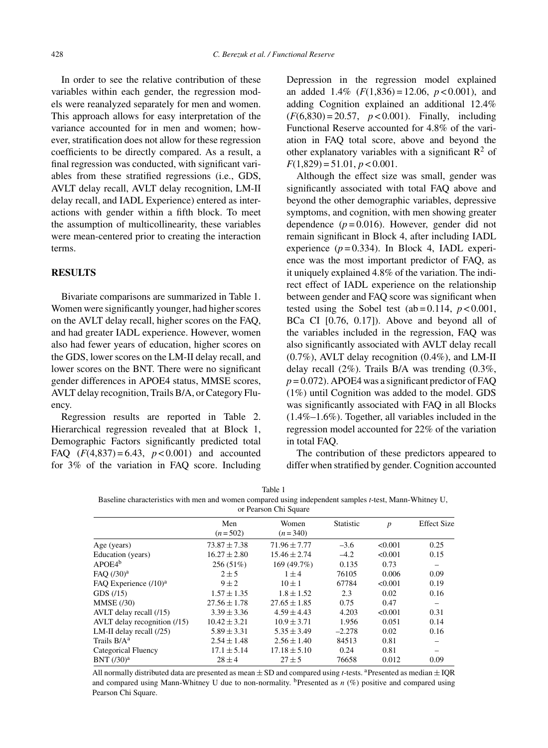In order to see the relative contribution of these variables within each gender, the regression models were reanalyzed separately for men and women. This approach allows for easy interpretation of the variance accounted for in men and women; however, stratification does not allow for these regression coefficients to be directly compared. As a result, a final regression was conducted, with significant variables from these stratified regressions (i.e., GDS, AVLT delay recall, AVLT delay recognition, LM-II delay recall, and IADL Experience) entered as interactions with gender within a fifth block. To meet the assumption of multicollinearity, these variables were mean-centered prior to creating the interaction terms.

## RESULTS

Bivariate comparisons are summarized in Table 1. Women were significantly younger, had higher scores on the AVLT delay recall, higher scores on the FAQ, and had greater IADL experience. However, women also had fewer years of education, higher scores on the GDS, lower scores on the LM-II delay recall, and lower scores on the BNT. There were no significant gender differences in APOE4 status, MMSE scores, AVLT delay recognition, Trails B/A, or Category Fluency.

Regression results are reported in Table 2. Hierarchical regression revealed that at Block 1, Demographic Factors significantly predicted total FAQ ($F(4,837) = 6.43$, $p < 0.001$) and accounted for 3% of the variation in FAQ score. Including Depression in the regression model explained an added 1.4% ($F(1,836) = 12.06$, $p < 0.001$), and adding Cognition explained an additional 12.4% ($F(6,830) = 20.57$, $p < 0.001$). Finally, including Functional Reserve accounted for 4.8% of the variation in FAQ total score, above and beyond the other explanatory variables with a significant $R^2$ of $F(1,829) = 51.01$, $p < 0.001$.

Although the effect size was small, gender was significantly associated with total FAQ above and beyond the other demographic variables, depressive symptoms, and cognition, with men showing greater dependence ($p = 0.016$). However, gender did not remain significant in Block 4, after including IADL experience ($p = 0.334$). In Block 4, IADL experience was the most important predictor of FAQ, as it uniquely explained 4.8% of the variation. The indirect effect of IADL experience on the relationship between gender and FAQ score was significant when tested using the Sobel test (ab = 0.114, $p < 0.001$, BCa CI [0.76, 0.17]). Above and beyond all of the variables included in the regression, FAQ was also significantly associated with AVLT delay recall (0.7%), AVLT delay recognition (0.4%), and LM-II delay recall (2%). Trails B/A was trending (0.3%, $p = 0.072$). APOE4 was a significant predictor of FAQ (1%) until Cognition was added to the model. GDS was significantly associated with FAQ in all Blocks (1.4%–1.6%). Together, all variables included in the regression model accounted for 22% of the variation in total FAQ.

The contribution of these predictors appeared to differ when stratified by gender. Cognition accounted

Table 1
Baseline characteristics with men and women compared using independent samples *t*-test, Mann-Whitney U, or Pearson Chi Square

| | Men ($n = 502$) | Women ($n = 340$) | Statistic | $p$ | Effect Size |
|---|---|---|---|---|---|
| Age (years) | 73.87 ± 7.38 | 71.96 ± 7.77 | –3.6 | <0.001 | 0.25 |
| Education (years) | 16.27 ± 2.80 | 15.46 ± 2.74 | –4.2 | <0.001 | 0.15 |
| APOE4[b] | 256 (51%) | 169 (49.7%) | 0.135 | 0.73 | – |
| FAQ (/30)[a] | 2 ± 5 | 1 ± 4 | 76105 | 0.006 | 0.09 |
| FAQ Experience (/10)[a] | 9 ± 2 | 10 ± 1 | 67784 | <0.001 | 0.19 |
| GDS (/15) | 1.57 ± 1.35 | 1.8 ± 1.52 | 2.3 | 0.02 | 0.16 |
| MMSE (/30) | 27.56 ± 1.78 | 27.65 ± 1.85 | 0.75 | 0.47 | – |
| AVLT delay recall (/15) | 3.39 ± 3.36 | 4.59 ± 4.43 | 4.203 | <0.001 | 0.31 |
| AVLT delay recognition (/15) | 10.42 ± 3.21 | 10.9 ± 3.71 | 1.956 | 0.051 | 0.14 |
| LM-II delay recall (/25) | 5.89 ± 3.31 | 5.35 ± 3.49 | –2.278 | 0.02 | 0.16 |
| Trails B/A[a] | 2.54 ± 1.48 | 2.56 ± 1.40 | 84513 | 0.81 | – |
| Categorical Fluency | 17.1 ± 5.14 | 17.18 ± 5.10 | 0.24 | 0.81 | – |
| BNT (/30)[a] | 28 ± 4 | 27 ± 5 | 76658 | 0.012 | 0.09 |

All normally distributed data are presented as mean ± SD and compared using *t*-tests. [a]Presented as median ± IQR and compared using Mann-Whitney U due to non-normality. [b]Presented as *n* (%) positive and compared using Pearson Chi Square.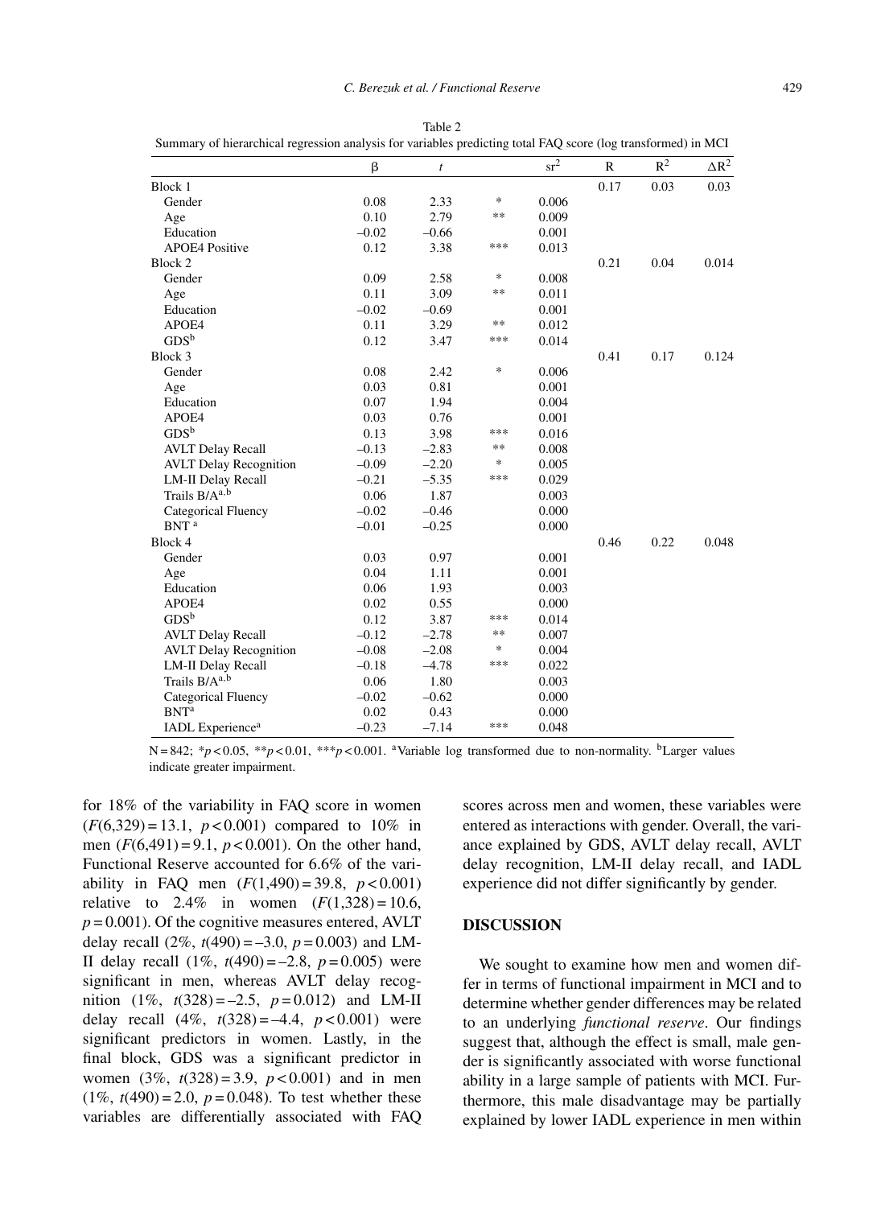Table 2
Summary of hierarchical regression analysis for variables predicting total FAQ score (log transformed) in MCI

| | β | $t$ | | $sr^2$ | R | $R^2$ | $\Delta R^2$ |
|---|---|---|---|---|---|---|---|
| Block 1 | | | | | 0.17 | 0.03 | 0.03 |
| Gender | 0.08 | 2.33 | * | 0.006 | | | |
| Age | 0.10 | 2.79 | ** | 0.009 | | | |
| Education | –0.02 | –0.66 | | 0.001 | | | |
| APOE4 Positive | 0.12 | 3.38 | *** | 0.013 | | | |
| Block 2 | | | | | 0.21 | 0.04 | 0.014 |
| Gender | 0.09 | 2.58 | * | 0.008 | | | |
| Age | 0.11 | 3.09 | ** | 0.011 | | | |
| Education | –0.02 | –0.69 | | 0.001 | | | |
| APOE4 | 0.11 | 3.29 | ** | 0.012 | | | |
| GDS[b] | 0.12 | 3.47 | *** | 0.014 | | | |
| Block 3 | | | | | 0.41 | 0.17 | 0.124 |
| Gender | 0.08 | 2.42 | * | 0.006 | | | |
| Age | 0.03 | 0.81 | | 0.001 | | | |
| Education | 0.07 | 1.94 | | 0.004 | | | |
| APOE4 | 0.03 | 0.76 | | 0.001 | | | |
| GDS[b] | 0.13 | 3.98 | *** | 0.016 | | | |
| AVLT Delay Recall | –0.13 | –2.83 | ** | 0.008 | | | |
| AVLT Delay Recognition | –0.09 | –2.20 | * | 0.005 | | | |
| LM-II Delay Recall | –0.21 | –5.35 | *** | 0.029 | | | |
| Trails B/A[a,b] | 0.06 | 1.87 | | 0.003 | | | |
| Categorical Fluency | –0.02 | –0.46 | | 0.000 | | | |
| BNT[a] | –0.01 | –0.25 | | 0.000 | | | |
| Block 4 | | | | | 0.46 | 0.22 | 0.048 |
| Gender | 0.03 | 0.97 | | 0.001 | | | |
| Age | 0.04 | 1.11 | | 0.001 | | | |
| Education | 0.06 | 1.93 | | 0.003 | | | |
| APOE4 | 0.02 | 0.55 | | 0.000 | | | |
| GDS[b] | 0.12 | 3.87 | *** | 0.014 | | | |
| AVLT Delay Recall | –0.12 | –2.78 | ** | 0.007 | | | |
| AVLT Delay Recognition | –0.08 | –2.08 | * | 0.004 | | | |
| LM-II Delay Recall | –0.18 | –4.78 | *** | 0.022 | | | |
| Trails B/A[a,b] | 0.06 | 1.80 | | 0.003 | | | |
| Categorical Fluency | –0.02 | –0.62 | | 0.000 | | | |
| BNT[a] | 0.02 | 0.43 | | 0.000 | | | |
| IADL Experience[a] | –0.23 | –7.14 | *** | 0.048 | | | |

N = 842; \*$p < 0.05$, \*\*$p < 0.01$, \*\*\*$p < 0.001$. [a]Variable log transformed due to non-normality. [b]Larger values indicate greater impairment.

for 18% of the variability in FAQ score in women ($F(6,329) = 13.1$, $p < 0.001$) compared to 10% in men ($F(6,491) = 9.1$, $p < 0.001$). On the other hand, Functional Reserve accounted for 6.6% of the variability in FAQ men ($F(1,490) = 39.8$, $p < 0.001$) relative to 2.4% in women ($F(1,328) = 10.6$, $p = 0.001$). Of the cognitive measures entered, AVLT delay recall (2%, $t(490) = -3.0$, $p = 0.003$) and LM-II delay recall (1%, $t(490) = -2.8$, $p = 0.005$) were significant in men, whereas AVLT delay recognition (1%, $t(328) = -2.5$, $p = 0.012$) and LM-II delay recall (4%, $t(328) = -4.4$, $p < 0.001$) were significant predictors in women. Lastly, in the final block, GDS was a significant predictor in women (3%, $t(328) = 3.9$, $p < 0.001$) and in men (1%, $t(490) = 2.0$, $p = 0.048$). To test whether these variables are differentially associated with FAQ scores across men and women, these variables were entered as interactions with gender. Overall, the variance explained by GDS, AVLT delay recall, AVLT delay recognition, LM-II delay recall, and IADL experience did not differ significantly by gender.

## DISCUSSION

We sought to examine how men and women differ in terms of functional impairment in MCI and to determine whether gender differences may be related to an underlying *functional reserve*. Our findings suggest that, although the effect is small, male gender is significantly associated with worse functional ability in a large sample of patients with MCI. Furthermore, this male disadvantage may be partially explained by lower IADL experience in men within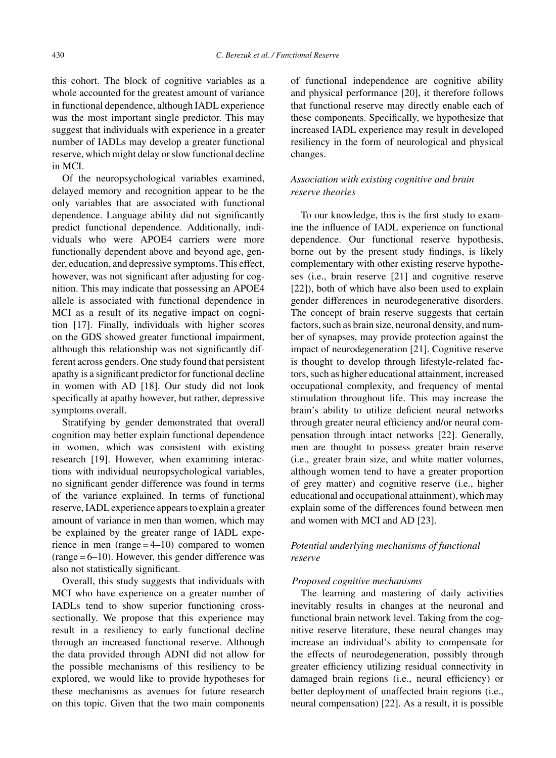this cohort. The block of cognitive variables as a whole accounted for the greatest amount of variance in functional dependence, although IADL experience was the most important single predictor. This may suggest that individuals with experience in a greater number of IADLs may develop a greater functional reserve, which might delay or slow functional decline in MCI.

Of the neuropsychological variables examined, delayed memory and recognition appear to be the only variables that are associated with functional dependence. Language ability did not significantly predict functional dependence. Additionally, individuals who were APOE4 carriers were more functionally dependent above and beyond age, gender, education, and depressive symptoms. This effect, however, was not significant after adjusting for cognition. This may indicate that possessing an APOE4 allele is associated with functional dependence in MCI as a result of its negative impact on cognition [17]. Finally, individuals with higher scores on the GDS showed greater functional impairment, although this relationship was not significantly different across genders. One study found that persistent apathy is a significant predictor for functional decline in women with AD [18]. Our study did not look specifically at apathy however, but rather, depressive symptoms overall.

Stratifying by gender demonstrated that overall cognition may better explain functional dependence in women, which was consistent with existing research [19]. However, when examining interactions with individual neuropsychological variables, no significant gender difference was found in terms of the variance explained. In terms of functional reserve, IADL experience appears to explain a greater amount of variance in men than women, which may be explained by the greater range of IADL experience in men (range = 4–10) compared to women (range = 6–10). However, this gender difference was also not statistically significant.

Overall, this study suggests that individuals with MCI who have experience on a greater number of IADLs tend to show superior functioning cross-sectionally. We propose that this experience may result in a resiliency to early functional decline through an increased functional reserve. Although the data provided through ADNI did not allow for the possible mechanisms of this resiliency to be explored, we would like to provide hypotheses for these mechanisms as avenues for future research on this topic. Given that the two main components of functional independence are cognitive ability and physical performance [20], it therefore follows that functional reserve may directly enable each of these components. Specifically, we hypothesize that increased IADL experience may result in developed resiliency in the form of neurological and physical changes.

### *Association with existing cognitive and brain reserve theories*

To our knowledge, this is the first study to examine the influence of IADL experience on functional dependence. Our functional reserve hypothesis, borne out by the present study findings, is likely complementary with other existing reserve hypotheses (i.e., brain reserve [21] and cognitive reserve [22]), both of which have also been used to explain gender differences in neurodegenerative disorders. The concept of brain reserve suggests that certain factors, such as brain size, neuronal density, and number of synapses, may provide protection against the impact of neurodegeneration [21]. Cognitive reserve is thought to develop through lifestyle-related factors, such as higher educational attainment, increased occupational complexity, and frequency of mental stimulation throughout life. This may increase the brain's ability to utilize deficient neural networks through greater neural efficiency and/or neural compensation through intact networks [22]. Generally, men are thought to possess greater brain reserve (i.e., greater brain size, and white matter volumes, although women tend to have a greater proportion of grey matter) and cognitive reserve (i.e., higher educational and occupational attainment), which may explain some of the differences found between men and women with MCI and AD [23].

### *Potential underlying mechanisms of functional reserve*

#### *Proposed cognitive mechanisms*

The learning and mastering of daily activities inevitably results in changes at the neuronal and functional brain network level. Taking from the cognitive reserve literature, these neural changes may increase an individual's ability to compensate for the effects of neurodegeneration, possibly through greater efficiency utilizing residual connectivity in damaged brain regions (i.e., neural efficiency) or better deployment of unaffected brain regions (i.e., neural compensation) [22]. As a result, it is possible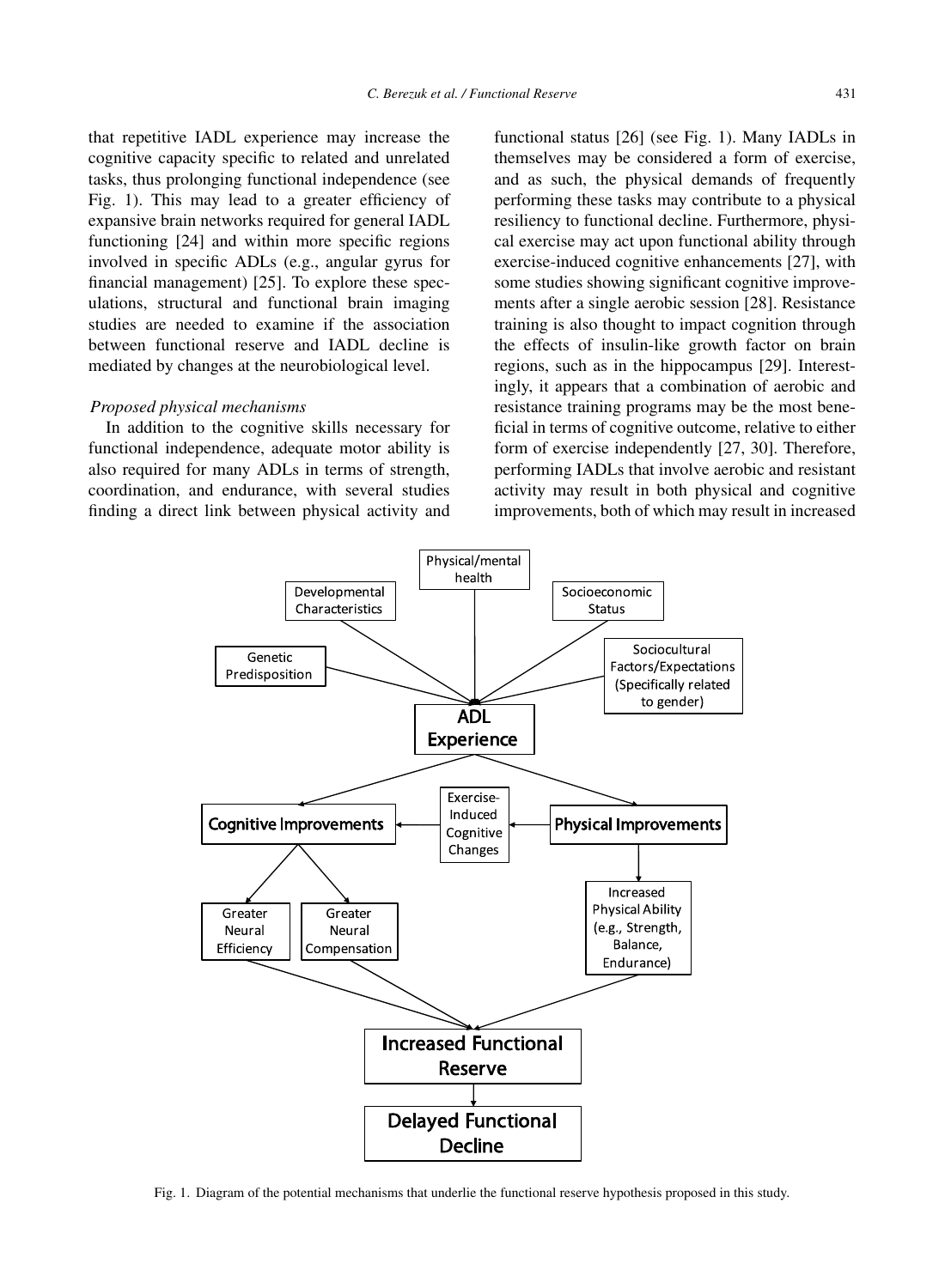that repetitive IADL experience may increase the cognitive capacity specific to related and unrelated tasks, thus prolonging functional independence (see Fig. 1). This may lead to a greater efficiency of expansive brain networks required for general IADL functioning [24] and within more specific regions involved in specific ADLs (e.g., angular gyrus for financial management) [25]. To explore these speculations, structural and functional brain imaging studies are needed to examine if the association between functional reserve and IADL decline is mediated by changes at the neurobiological level.

*Proposed physical mechanisms*

In addition to the cognitive skills necessary for functional independence, adequate motor ability is also required for many ADLs in terms of strength, coordination, and endurance, with several studies finding a direct link between physical activity and functional status [26] (see Fig. 1). Many IADLs in themselves may be considered a form of exercise, and as such, the physical demands of frequently performing these tasks may contribute to a physical resiliency to functional decline. Furthermore, physical exercise may act upon functional ability through exercise-induced cognitive enhancements [27], with some studies showing significant cognitive improvements after a single aerobic session [28]. Resistance training is also thought to impact cognition through the effects of insulin-like growth factor on brain regions, such as in the hippocampus [29]. Interestingly, it appears that a combination of aerobic and resistance training programs may be the most beneficial in terms of cognitive outcome, relative to either form of exercise independently [27, 30]. Therefore, performing IADLs that involve aerobic and resistant activity may result in both physical and cognitive improvements, both of which may result in increased

Fig. 1. Diagram of the potential mechanisms that underlie the functional reserve hypothesis proposed in this study.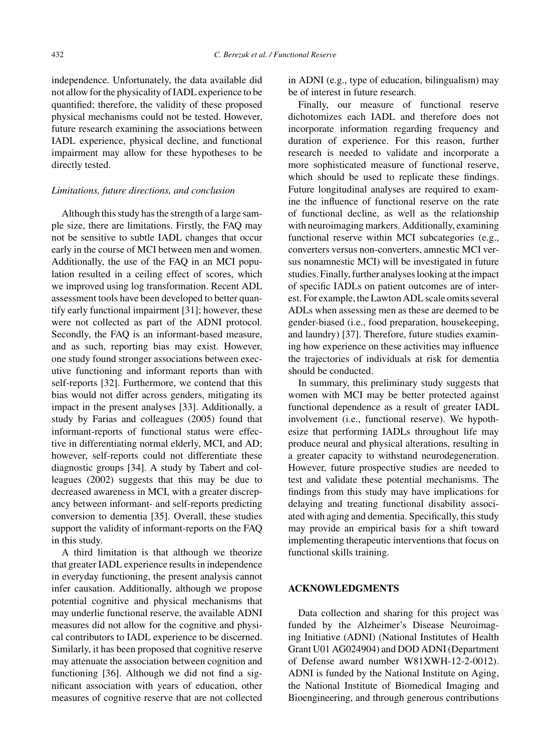independence. Unfortunately, the data available did not allow for the physicality of IADL experience to be quantified; therefore, the validity of these proposed physical mechanisms could not be tested. However, future research examining the associations between IADL experience, physical decline, and functional impairment may allow for these hypotheses to be directly tested.

### *Limitations, future directions, and conclusion*

Although this study has the strength of a large sample size, there are limitations. Firstly, the FAQ may not be sensitive to subtle IADL changes that occur early in the course of MCI between men and women. Additionally, the use of the FAQ in an MCI population resulted in a ceiling effect of scores, which we improved using log transformation. Recent ADL assessment tools have been developed to better quantify early functional impairment [31]; however, these were not collected as part of the ADNI protocol. Secondly, the FAQ is an informant-based measure, and as such, reporting bias may exist. However, one study found stronger associations between executive functioning and informant reports than with self-reports [32]. Furthermore, we contend that this bias would not differ across genders, mitigating its impact in the present analyses [33]. Additionally, a study by Farias and colleagues (2005) found that informant-reports of functional status were effective in differentiating normal elderly, MCI, and AD; however, self-reports could not differentiate these diagnostic groups [34]. A study by Tabert and colleagues (2002) suggests that this may be due to decreased awareness in MCI, with a greater discrepancy between informant- and self-reports predicting conversion to dementia [35]. Overall, these studies support the validity of informant-reports on the FAQ in this study.

A third limitation is that although we theorize that greater IADL experience results in independence in everyday functioning, the present analysis cannot infer causation. Additionally, although we propose potential cognitive and physical mechanisms that may underlie functional reserve, the available ADNI measures did not allow for the cognitive and physical contributors to IADL experience to be discerned. Similarly, it has been proposed that cognitive reserve may attenuate the association between cognition and functioning [36]. Although we did not find a significant association with years of education, other measures of cognitive reserve that are not collected in ADNI (e.g., type of education, bilingualism) may be of interest in future research.

Finally, our measure of functional reserve dichotomizes each IADL and therefore does not incorporate information regarding frequency and duration of experience. For this reason, further research is needed to validate and incorporate a more sophisticated measure of functional reserve, which should be used to replicate these findings. Future longitudinal analyses are required to examine the influence of functional reserve on the rate of functional decline, as well as the relationship with neuroimaging markers. Additionally, examining functional reserve within MCI subcategories (e.g., converters versus non-converters, amnestic MCI versus nonamnestic MCI) will be investigated in future studies. Finally, further analyses looking at the impact of specific IADLs on patient outcomes are of interest. For example, the Lawton ADL scale omits several ADLs when assessing men as these are deemed to be gender-biased (i.e., food preparation, housekeeping, and laundry) [37]. Therefore, future studies examining how experience on these activities may influence the trajectories of individuals at risk for dementia should be conducted.

In summary, this preliminary study suggests that women with MCI may be better protected against functional dependence as a result of greater IADL involvement (i.e., functional reserve). We hypothesize that performing IADLs throughout life may produce neural and physical alterations, resulting in a greater capacity to withstand neurodegeneration. However, future prospective studies are needed to test and validate these potential mechanisms. The findings from this study may have implications for delaying and treating functional disability associated with aging and dementia. Specifically, this study may provide an empirical basis for a shift toward implementing therapeutic interventions that focus on functional skills training.

## ACKNOWLEDGMENTS

Data collection and sharing for this project was funded by the Alzheimer's Disease Neuroimaging Initiative (ADNI) (National Institutes of Health Grant U01 AG024904) and DOD ADNI (Department of Defense award number W81XWH-12-2-0012). ADNI is funded by the National Institute on Aging, the National Institute of Biomedical Imaging and Bioengineering, and through generous contributions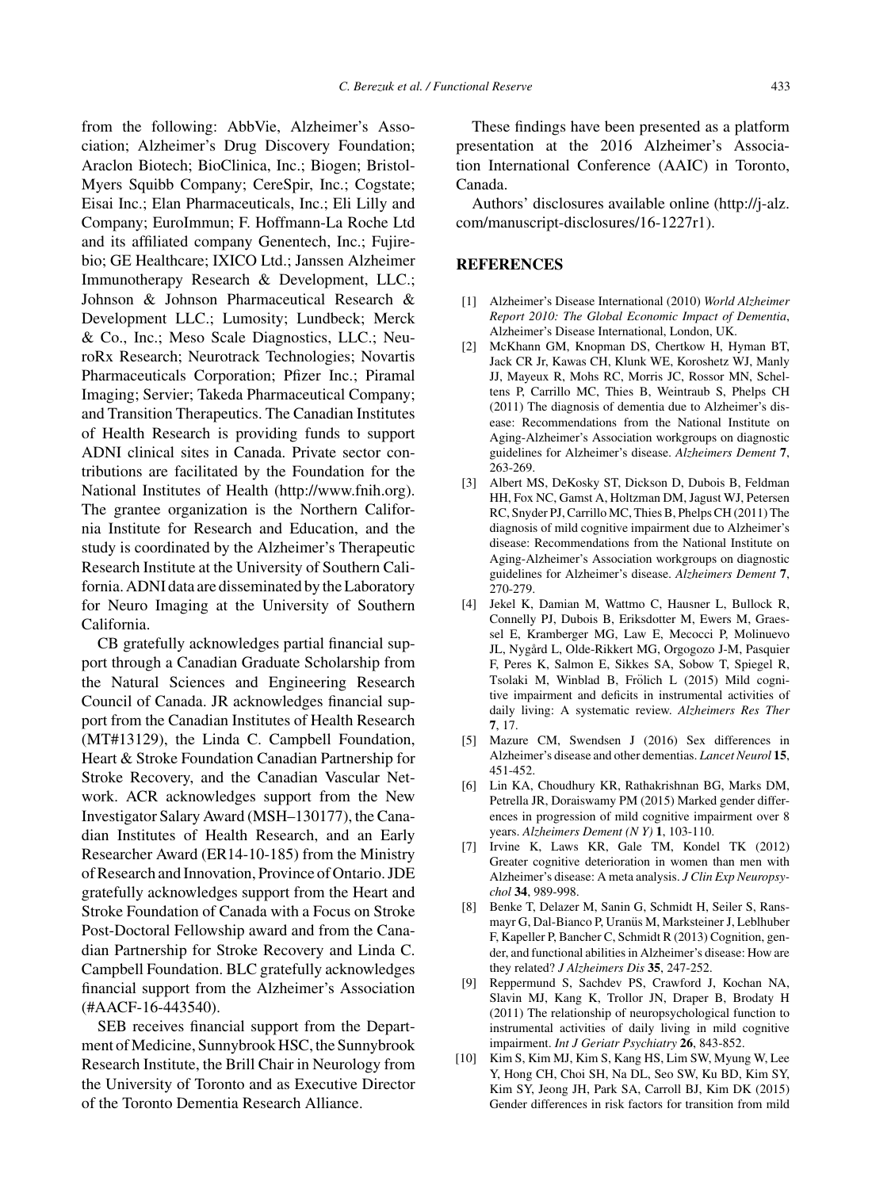from the following: AbbVie, Alzheimer's Association; Alzheimer's Drug Discovery Foundation; Araclon Biotech; BioClinica, Inc.; Biogen; Bristol-Myers Squibb Company; CereSpir, Inc.; Cogstate; Eisai Inc.; Elan Pharmaceuticals, Inc.; Eli Lilly and Company; EuroImmun; F. Hoffmann-La Roche Ltd and its affiliated company Genentech, Inc.; Fujirebio; GE Healthcare; IXICO Ltd.; Janssen Alzheimer Immunotherapy Research & Development, LLC.; Johnson & Johnson Pharmaceutical Research & Development LLC.; Lumosity; Lundbeck; Merck & Co., Inc.; Meso Scale Diagnostics, LLC.; NeuroRx Research; Neurotrack Technologies; Novartis Pharmaceuticals Corporation; Pfizer Inc.; Piramal Imaging; Servier; Takeda Pharmaceutical Company; and Transition Therapeutics. The Canadian Institutes of Health Research is providing funds to support ADNI clinical sites in Canada. Private sector contributions are facilitated by the Foundation for the National Institutes of Health (http://www.fnih.org). The grantee organization is the Northern California Institute for Research and Education, and the study is coordinated by the Alzheimer's Therapeutic Research Institute at the University of Southern California. ADNI data are disseminated by the Laboratory for Neuro Imaging at the University of Southern California.

CB gratefully acknowledges partial financial support through a Canadian Graduate Scholarship from the Natural Sciences and Engineering Research Council of Canada. JR acknowledges financial support from the Canadian Institutes of Health Research (MT#13129), the Linda C. Campbell Foundation, Heart & Stroke Foundation Canadian Partnership for Stroke Recovery, and the Canadian Vascular Network. ACR acknowledges support from the New Investigator Salary Award (MSH–130177), the Canadian Institutes of Health Research, and an Early Researcher Award (ER14-10-185) from the Ministry of Research and Innovation, Province of Ontario. JDE gratefully acknowledges support from the Heart and Stroke Foundation of Canada with a Focus on Stroke Post-Doctoral Fellowship award and from the Canadian Partnership for Stroke Recovery and Linda C. Campbell Foundation. BLC gratefully acknowledges financial support from the Alzheimer's Association (#AACF-16-443540).

SEB receives financial support from the Department of Medicine, Sunnybrook HSC, the Sunnybrook Research Institute, the Brill Chair in Neurology from the University of Toronto and as Executive Director of the Toronto Dementia Research Alliance.

These findings have been presented as a platform presentation at the 2016 Alzheimer's Association International Conference (AAIC) in Toronto, Canada.

Authors' disclosures available online (http://j-alz.com/manuscript-disclosures/16-1227r1).

## REFERENCES

[1] Alzheimer's Disease International (2010) *World Alzheimer Report 2010: The Global Economic Impact of Dementia*, Alzheimer's Disease International, London, UK.

[2] McKhann GM, Knopman DS, Chertkow H, Hyman BT, Jack CR Jr, Kawas CH, Klunk WE, Koroshetz WJ, Manly JJ, Mayeux R, Mohs RC, Morris JC, Rossor MN, Scheltens P, Carrillo MC, Thies B, Weintraub S, Phelps CH (2011) The diagnosis of dementia due to Alzheimer's disease: Recommendations from the National Institute on Aging-Alzheimer's Association workgroups on diagnostic guidelines for Alzheimer's disease. *Alzheimers Dement* **7**, 263-269.

[3] Albert MS, DeKosky ST, Dickson D, Dubois B, Feldman HH, Fox NC, Gamst A, Holtzman DM, Jagust WJ, Petersen RC, Snyder PJ, Carrillo MC, Thies B, Phelps CH (2011) The diagnosis of mild cognitive impairment due to Alzheimer's disease: Recommendations from the National Institute on Aging-Alzheimer's Association workgroups on diagnostic guidelines for Alzheimer's disease. *Alzheimers Dement* **7**, 270-279.

[4] Jekel K, Damian M, Wattmo C, Hausner L, Bullock R, Connelly PJ, Dubois B, Eriksdotter M, Ewers M, Graessel E, Kramberger MG, Law E, Mecocci P, Molinuevo JL, Nygård L, Olde-Rikkert MG, Orgogozo J-M, Pasquier F, Peres K, Salmon E, Sikkes SA, Sobow T, Spiegel R, Tsolaki M, Winblad B, Frölich L (2015) Mild cognitive impairment and deficits in instrumental activities of daily living: A systematic review. *Alzheimers Res Ther* **7**, 17.

[5] Mazure CM, Swendsen J (2016) Sex differences in Alzheimer's disease and other dementias. *Lancet Neurol* **15**, 451-452.

[6] Lin KA, Choudhury KR, Rathakrishnan BG, Marks DM, Petrella JR, Doraiswamy PM (2015) Marked gender differences in progression of mild cognitive impairment over 8 years. *Alzheimers Dement (N Y)* **1**, 103-110.

[7] Irvine K, Laws KR, Gale TM, Kondel TK (2012) Greater cognitive deterioration in women than men with Alzheimer's disease: A meta analysis. *J Clin Exp Neuropsychol* **34**, 989-998.

[8] Benke T, Delazer M, Sanin G, Schmidt H, Seiler S, Ransmayr G, Dal-Bianco P, Uranüs M, Marksteiner J, Leblhuber F, Kapeller P, Bancher C, Schmidt R (2013) Cognition, gender, and functional abilities in Alzheimer's disease: How are they related? *J Alzheimers Dis* **35**, 247-252.

[9] Reppermund S, Sachdev PS, Crawford J, Kochan NA, Slavin MJ, Kang K, Trollor JN, Draper B, Brodaty H (2011) The relationship of neuropsychological function to instrumental activities of daily living in mild cognitive impairment. *Int J Geriatr Psychiatry* **26**, 843-852.

[10] Kim S, Kim MJ, Kim S, Kang HS, Lim SW, Myung W, Lee Y, Hong CH, Choi SH, Na DL, Seo SW, Ku BD, Kim SY, Kim SY, Jeong JH, Park SA, Carroll BJ, Kim DK (2015) Gender differences in risk factors for transition from mild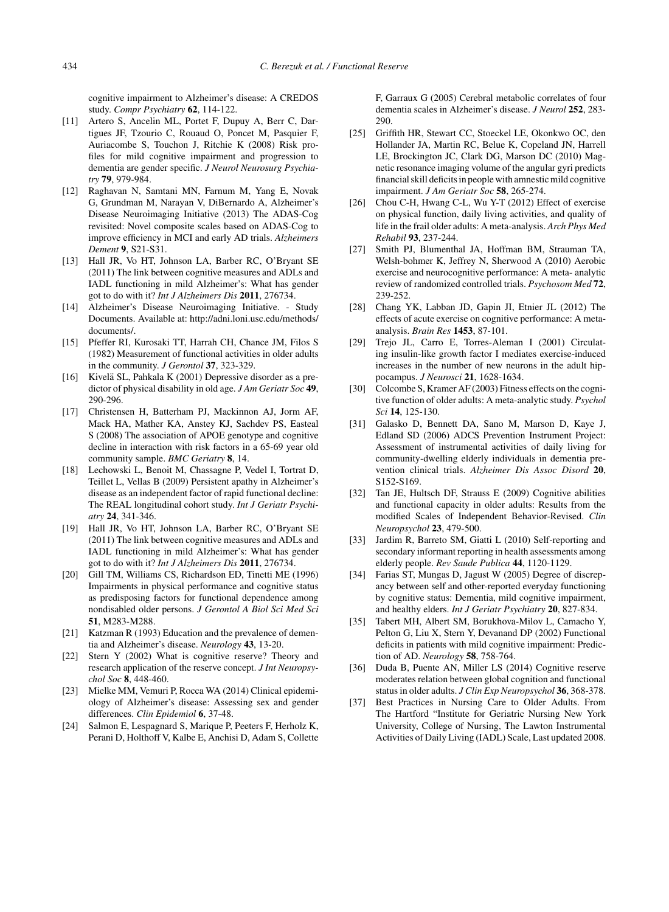cognitive impairment to Alzheimer's disease: A CREDOS study. *Compr Psychiatry* **62**, 114-122.

[11] Artero S, Ancelin ML, Portet F, Dupuy A, Berr C, Dartigues JF, Tzourio C, Rouaud O, Poncet M, Pasquier F, Auriacombe S, Touchon J, Ritchie K (2008) Risk profiles for mild cognitive impairment and progression to dementia are gender specific. *J Neurol Neurosurg Psychiatry* **79**, 979-984.

[12] Raghavan N, Samtani MN, Farnum M, Yang E, Novak G, Grundman M, Narayan V, DiBernardo A, Alzheimer's Disease Neuroimaging Initiative (2013) The ADAS-Cog revisited: Novel composite scales based on ADAS-Cog to improve efficiency in MCI and early AD trials. *Alzheimers Dement* **9**, S21-S31.

[13] Hall JR, Vo HT, Johnson LA, Barber RC, O'Bryant SE (2011) The link between cognitive measures and ADLs and IADL functioning in mild Alzheimer's: What has gender got to do with it? *Int J Alzheimers Dis* **2011**, 276734.

[14] Alzheimer's Disease Neuroimaging Initiative. - Study Documents. Available at: http://adni.loni.usc.edu/methods/documents/.

[15] Pfeffer RI, Kurosaki TT, Harrah CH, Chance JM, Filos S (1982) Measurement of functional activities in older adults in the community. *J Gerontol* **37**, 323-329.

[16] Kivelä SL, Pahkala K (2001) Depressive disorder as a predictor of physical disability in old age. *J Am Geriatr Soc* **49**, 290-296.

[17] Christensen H, Batterham PJ, Mackinnon AJ, Jorm AF, Mack HA, Mather KA, Anstey KJ, Sachdev PS, Easteal S (2008) The association of APOE genotype and cognitive decline in interaction with risk factors in a 65-69 year old community sample. *BMC Geriatry* **8**, 14.

[18] Lechowski L, Benoit M, Chassagne P, Vedel I, Tortrat D, Teillet L, Vellas B (2009) Persistent apathy in Alzheimer's disease as an independent factor of rapid functional decline: The REAL longitudinal cohort study. *Int J Geriatr Psychiatry* **24**, 341-346.

[19] Hall JR, Vo HT, Johnson LA, Barber RC, O'Bryant SE (2011) The link between cognitive measures and ADLs and IADL functioning in mild Alzheimer's: What has gender got to do with it? *Int J Alzheimers Dis* **2011**, 276734.

[20] Gill TM, Williams CS, Richardson ED, Tinetti ME (1996) Impairments in physical performance and cognitive status as predisposing factors for functional dependence among nondisabled older persons. *J Gerontol A Biol Sci Med Sci* **51**, M283-M288.

[21] Katzman R (1993) Education and the prevalence of dementia and Alzheimer's disease. *Neurology* **43**, 13-20.

[22] Stern Y (2002) What is cognitive reserve? Theory and research application of the reserve concept. *J Int Neuropsychol Soc* **8**, 448-460.

[23] Mielke MM, Vemuri P, Rocca WA (2014) Clinical epidemiology of Alzheimer's disease: Assessing sex and gender differences. *Clin Epidemiol* **6**, 37-48.

[24] Salmon E, Lespagnard S, Marique P, Peeters F, Herholz K, Perani D, Holthoff V, Kalbe E, Anchisi D, Adam S, Collette F, Garraux G (2005) Cerebral metabolic correlates of four dementia scales in Alzheimer's disease. *J Neurol* **252**, 283-290.

[25] Griffith HR, Stewart CC, Stoeckel LE, Okonkwo OC, den Hollander JA, Martin RC, Belue K, Copeland JN, Harrell LE, Brockington JC, Clark DG, Marson DC (2010) Magnetic resonance imaging volume of the angular gyri predicts financial skill deficits in people with amnestic mild cognitive impairment. *J Am Geriatr Soc* **58**, 265-274.

[26] Chou C-H, Hwang C-L, Wu Y-T (2012) Effect of exercise on physical function, daily living activities, and quality of life in the frail older adults: A meta-analysis. *Arch Phys Med Rehabil* **93**, 237-244.

[27] Smith PJ, Blumenthal JA, Hoffman BM, Strauman TA, Welsh-bohmer K, Jeffrey N, Sherwood A (2010) Aerobic exercise and neurocognitive performance: A meta- analytic review of randomized controlled trials. *Psychosom Med* **72**, 239-252.

[28] Chang YK, Labban JD, Gapin JI, Etnier JL (2012) The effects of acute exercise on cognitive performance: A meta-analysis. *Brain Res* **1453**, 87-101.

[29] Trejo JL, Carro E, Torres-Aleman I (2001) Circulating insulin-like growth factor I mediates exercise-induced increases in the number of new neurons in the adult hippocampus. *J Neurosci* **21**, 1628-1634.

[30] Colcombe S, Kramer AF (2003) Fitness effects on the cognitive function of older adults: A meta-analytic study. *Psychol Sci* **14**, 125-130.

[31] Galasko D, Bennett DA, Sano M, Marson D, Kaye J, Edland SD (2006) ADCS Prevention Instrument Project: Assessment of instrumental activities of daily living for community-dwelling elderly individuals in dementia prevention clinical trials. *Alzheimer Dis Assoc Disord* **20**, S152-S169.

[32] Tan JE, Hultsch DF, Strauss E (2009) Cognitive abilities and functional capacity in older adults: Results from the modified Scales of Independent Behavior-Revised. *Clin Neuropsychol* **23**, 479-500.

[33] Jardim R, Barreto SM, Giatti L (2010) Self-reporting and secondary informant reporting in health assessments among elderly people. *Rev Saude Publica* **44**, 1120-1129.

[34] Farias ST, Mungas D, Jagust W (2005) Degree of discrepancy between self and other-reported everyday functioning by cognitive status: Dementia, mild cognitive impairment, and healthy elders. *Int J Geriatr Psychiatry* **20**, 827-834.

[35] Tabert MH, Albert SM, Borukhova-Milov L, Camacho Y, Pelton G, Liu X, Stern Y, Devanand DP (2002) Functional deficits in patients with mild cognitive impairment: Prediction of AD. *Neurology* **58**, 758-764.

[36] Duda B, Puente AN, Miller LS (2014) Cognitive reserve moderates relation between global cognition and functional status in older adults. *J Clin Exp Neuropsychol* **36**, 368-378.

[37] Best Practices in Nursing Care to Older Adults. From The Hartford "Institute for Geriatric Nursing New York University, College of Nursing, The Lawton Instrumental Activities of Daily Living (IADL) Scale, Last updated 2008.